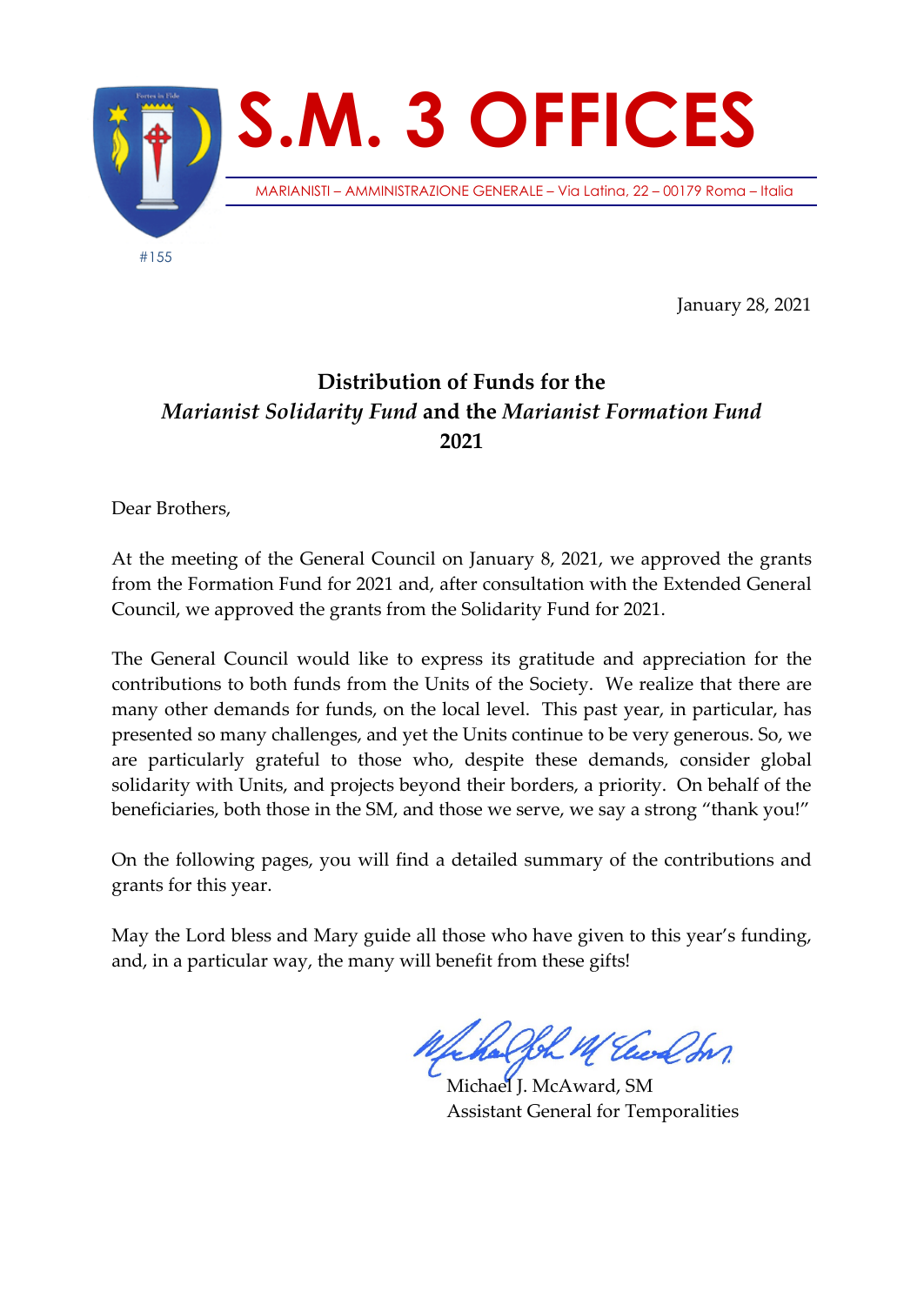# S.M. 3 OFFICES

MARIANISTI – AMMINISTRAZIONE GENERALE – Via Latina, 22 – 00179 Roma – Italia

#155

January 28, 2021

## Distribution of Funds for the *Marianist Solidarity Fund* and the *Marianist Formation Fund* 2021

Dear Brothers,

At the meeting of the General Council on January 8, 2021, we approved the grants from the Formation Fund for 2021 and, after consultation with the Extended General Council, we approved the grants from the Solidarity Fund for 2021.

The General Council would like to express its gratitude and appreciation for the contributions to both funds from the Units of the Society. We realize that there are many other demands for funds, on the local level. This past year, in particular, has presented so many challenges, and yet the Units continue to be very generous. So, we are particularly grateful to those who, despite these demands, consider global solidarity with Units, and projects beyond their borders, a priority. On behalf of the beneficiaries, both those in the SM, and those we serve, we say a strong "thank you!"

On the following pages, you will find a detailed summary of the contributions and grants for this year.

May the Lord bless and Mary guide all those who have given to this year's funding, and, in a particular way, the many will benefit from these gifts!

Michael J. McAward, SM
Assistant General for Temporalities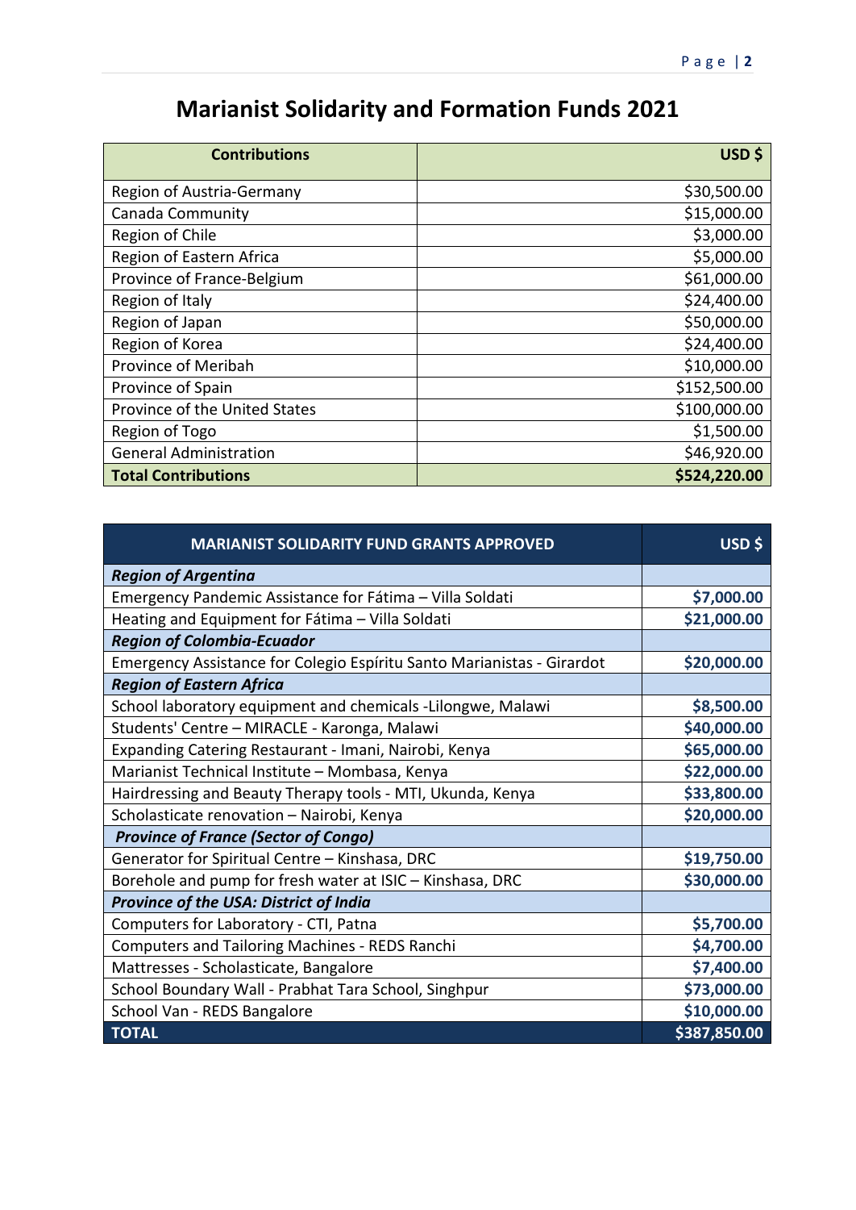# Marianist Solidarity and Formation Funds 2021

| Contributions | USD $ |
|---|---|
| Region of Austria-Germany | $30,500.00 |
| Canada Community | $15,000.00 |
| Region of Chile | $3,000.00 |
| Region of Eastern Africa | $5,000.00 |
| Province of France-Belgium | $61,000.00 |
| Region of Italy | $24,400.00 |
| Region of Japan | $50,000.00 |
| Region of Korea | $24,400.00 |
| Province of Meribah | $10,000.00 |
| Province of Spain | $152,500.00 |
| Province of the United States | $100,000.00 |
| Region of Togo | $1,500.00 |
| General Administration | $46,920.00 |
| **Total Contributions** | **$524,220.00** |

| MARIANIST SOLIDARITY FUND GRANTS APPROVED | USD $ |
|---|---|
| ***Region of Argentina*** | |
| Emergency Pandemic Assistance for Fátima – Villa Soldati | **$7,000.00** |
| Heating and Equipment for Fátima – Villa Soldati | **$21,000.00** |
| ***Region of Colombia-Ecuador*** | |
| Emergency Assistance for Colegio Espíritu Santo Marianistas - Girardot | **$20,000.00** |
| ***Region of Eastern Africa*** | |
| School laboratory equipment and chemicals -Lilongwe, Malawi | **$8,500.00** |
| Students' Centre – MIRACLE - Karonga, Malawi | **$40,000.00** |
| Expanding Catering Restaurant - Imani, Nairobi, Kenya | **$65,000.00** |
| Marianist Technical Institute – Mombasa, Kenya | **$22,000.00** |
| Hairdressing and Beauty Therapy tools - MTI, Ukunda, Kenya | **$33,800.00** |
| Scholasticate renovation – Nairobi, Kenya | **$20,000.00** |
| ***Province of France (Sector of Congo)*** | |
| Generator for Spiritual Centre – Kinshasa, DRC | **$19,750.00** |
| Borehole and pump for fresh water at ISIC – Kinshasa, DRC | **$30,000.00** |
| ***Province of the USA: District of India*** | |
| Computers for Laboratory - CTI, Patna | **$5,700.00** |
| Computers and Tailoring Machines - REDS Ranchi | **$4,700.00** |
| Mattresses - Scholasticate, Bangalore | **$7,400.00** |
| School Boundary Wall - Prabhat Tara School, Singhpur | **$73,000.00** |
| School Van - REDS Bangalore | **$10,000.00** |
| **TOTAL** | **$387,850.00** |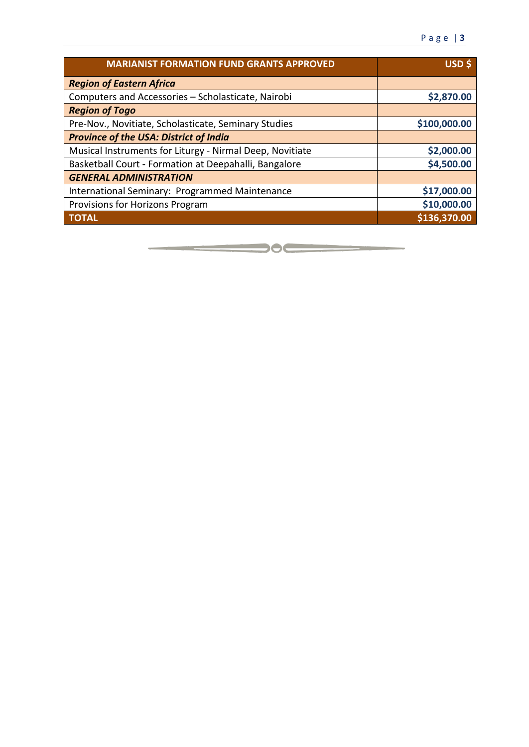| MARIANIST FORMATION FUND GRANTS APPROVED | USD $ |
| --- | --- |
| ***Region of Eastern Africa*** | |
| Computers and Accessories – Scholasticate, Nairobi | **$2,870.00** |
| ***Region of Togo*** | |
| Pre-Nov., Novitiate, Scholasticate, Seminary Studies | **$100,000.00** |
| ***Province of the USA: District of India*** | |
| Musical Instruments for Liturgy - Nirmal Deep, Novitiate | **$2,000.00** |
| Basketball Court - Formation at Deepahalli, Bangalore | **$4,500.00** |
| ***GENERAL ADMINISTRATION*** | |
| International Seminary: Programmed Maintenance | **$17,000.00** |
| Provisions for Horizons Program | **$10,000.00** |
| **TOTAL** | **$136,370.00** |